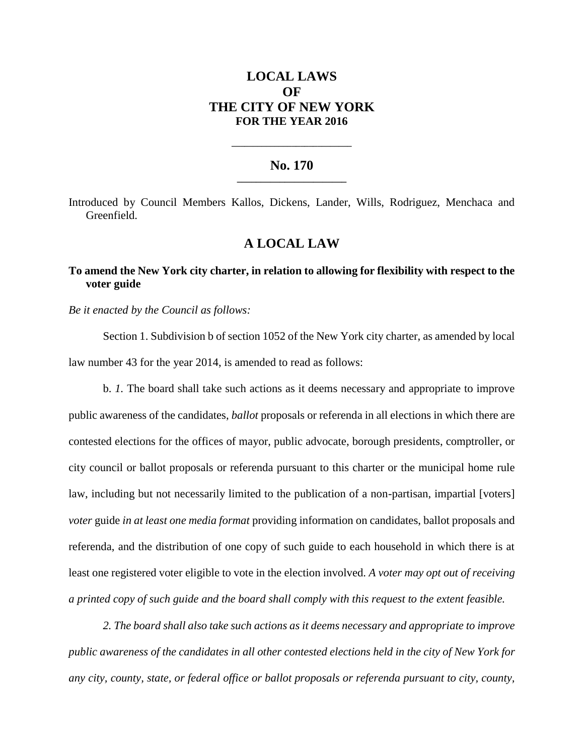# LOCAL LAWS OF THE CITY OF NEW YORK FOR THE YEAR 2016

## No. 170

Introduced by Council Members Kallos, Dickens, Lander, Wills, Rodriguez, Menchaca and Greenfield.

## A LOCAL LAW

**To amend the New York city charter, in relation to allowing for flexibility with respect to the voter guide**

*Be it enacted by the Council as follows:*

Section 1. Subdivision b of section 1052 of the New York city charter, as amended by local law number 43 for the year 2014, is amended to read as follows:

b. *1.* The board shall take such actions as it deems necessary and appropriate to improve public awareness of the candidates, *ballot* proposals or referenda in all elections in which there are contested elections for the offices of mayor, public advocate, borough presidents, comptroller, or city council or ballot proposals or referenda pursuant to this charter or the municipal home rule law, including but not necessarily limited to the publication of a non-partisan, impartial [voters] *voter* guide *in at least one media format* providing information on candidates, ballot proposals and referenda, and the distribution of one copy of such guide to each household in which there is at least one registered voter eligible to vote in the election involved. *A voter may opt out of receiving a printed copy of such guide and the board shall comply with this request to the extent feasible.*

*2. The board shall also take such actions as it deems necessary and appropriate to improve public awareness of the candidates in all other contested elections held in the city of New York for any city, county, state, or federal office or ballot proposals or referenda pursuant to city, county,*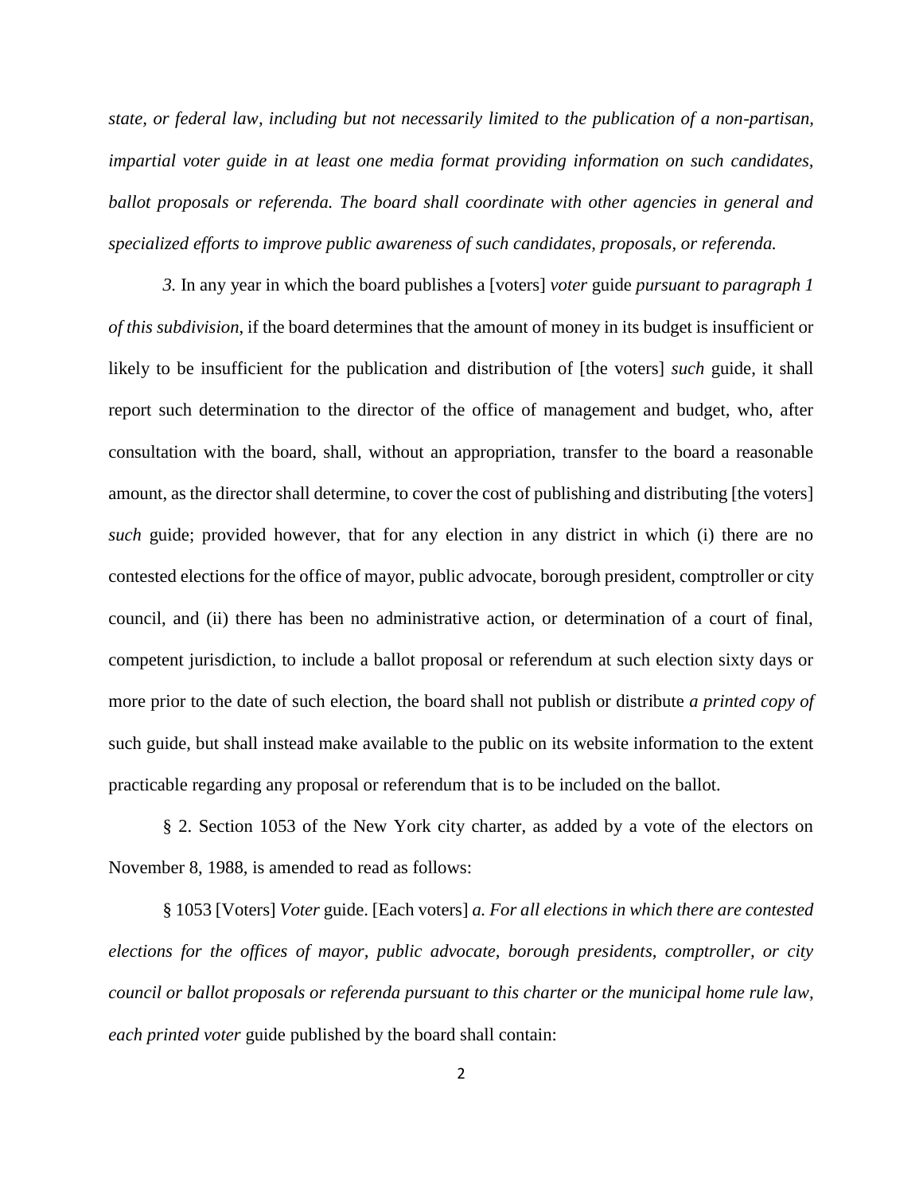*state, or federal law, including but not necessarily limited to the publication of a non-partisan, impartial voter guide in at least one media format providing information on such candidates, ballot proposals or referenda. The board shall coordinate with other agencies in general and specialized efforts to improve public awareness of such candidates, proposals, or referenda.*

*3.* In any year in which the board publishes a [voters] *voter* guide *pursuant to paragraph 1 of this subdivision*, if the board determines that the amount of money in its budget is insufficient or likely to be insufficient for the publication and distribution of [the voters] *such* guide, it shall report such determination to the director of the office of management and budget, who, after consultation with the board, shall, without an appropriation, transfer to the board a reasonable amount, as the director shall determine, to cover the cost of publishing and distributing [the voters] *such* guide; provided however, that for any election in any district in which (i) there are no contested elections for the office of mayor, public advocate, borough president, comptroller or city council, and (ii) there has been no administrative action, or determination of a court of final, competent jurisdiction, to include a ballot proposal or referendum at such election sixty days or more prior to the date of such election, the board shall not publish or distribute *a printed copy of* such guide, but shall instead make available to the public on its website information to the extent practicable regarding any proposal or referendum that is to be included on the ballot.

§ 2. Section 1053 of the New York city charter, as added by a vote of the electors on November 8, 1988, is amended to read as follows:

§ 1053 [Voters] *Voter* guide. [Each voters] *a. For all elections in which there are contested elections for the offices of mayor, public advocate, borough presidents, comptroller, or city council or ballot proposals or referenda pursuant to this charter or the municipal home rule law, each printed voter* guide published by the board shall contain: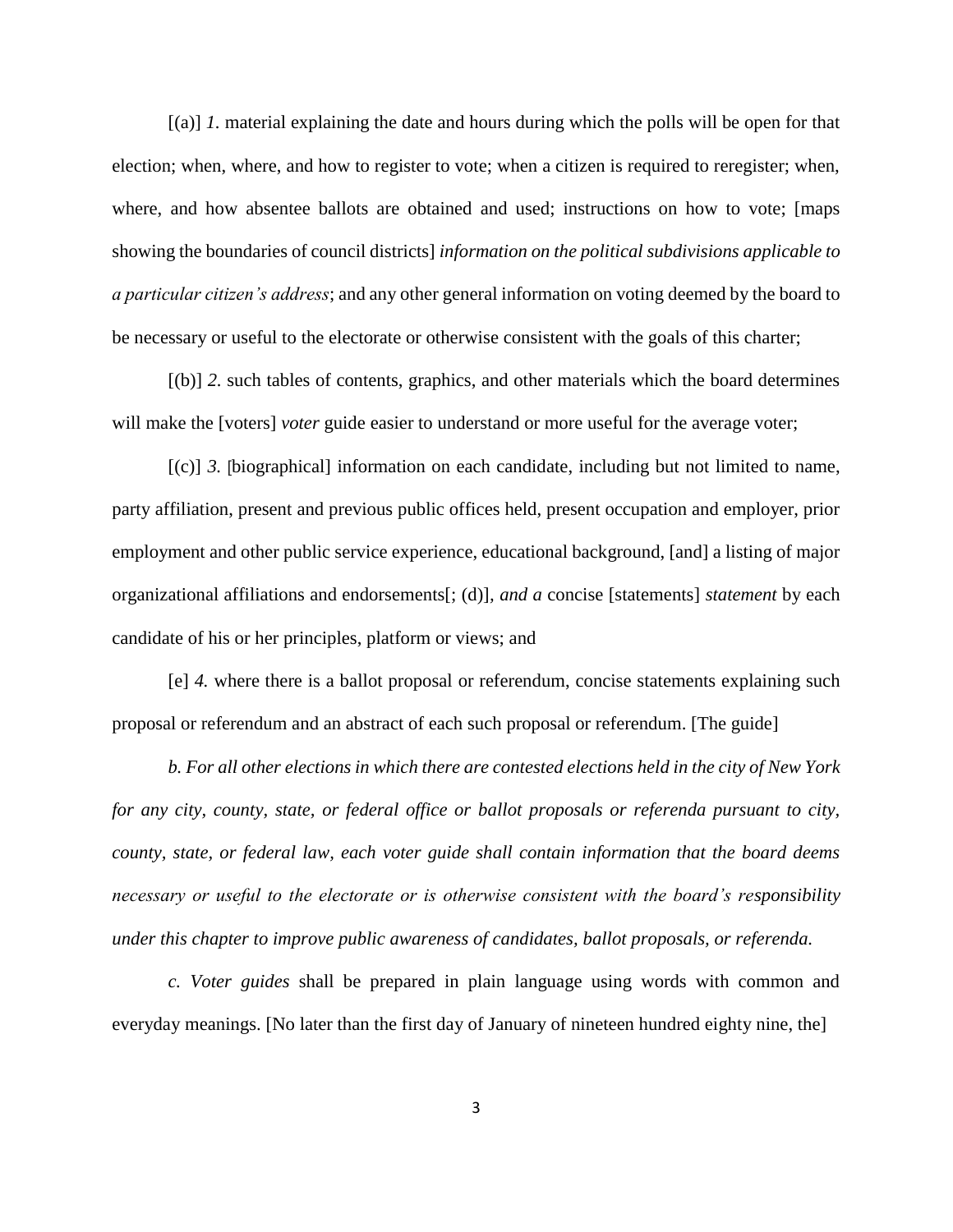[(a)] *1.* material explaining the date and hours during which the polls will be open for that election; when, where, and how to register to vote; when a citizen is required to reregister; when, where, and how absentee ballots are obtained and used; instructions on how to vote; [maps showing the boundaries of council districts] *information on the political subdivisions applicable to a particular citizen's address*; and any other general information on voting deemed by the board to be necessary or useful to the electorate or otherwise consistent with the goals of this charter;

[(b)] *2.* such tables of contents, graphics, and other materials which the board determines will make the [voters] *voter* guide easier to understand or more useful for the average voter;

[(c)] *3.* [biographical] information on each candidate, including but not limited to name, party affiliation, present and previous public offices held, present occupation and employer, prior employment and other public service experience, educational background, [and] a listing of major organizational affiliations and endorsements[; (d)]*, and a* concise [statements] *statement* by each candidate of his or her principles, platform or views; and

[e] *4.* where there is a ballot proposal or referendum, concise statements explaining such proposal or referendum and an abstract of each such proposal or referendum. [The guide]

*b. For all other elections in which there are contested elections held in the city of New York for any city, county, state, or federal office or ballot proposals or referenda pursuant to city, county, state, or federal law, each voter guide shall contain information that the board deems necessary or useful to the electorate or is otherwise consistent with the board's responsibility under this chapter to improve public awareness of candidates, ballot proposals, or referenda.*

*c. Voter guides* shall be prepared in plain language using words with common and everyday meanings. [No later than the first day of January of nineteen hundred eighty nine, the]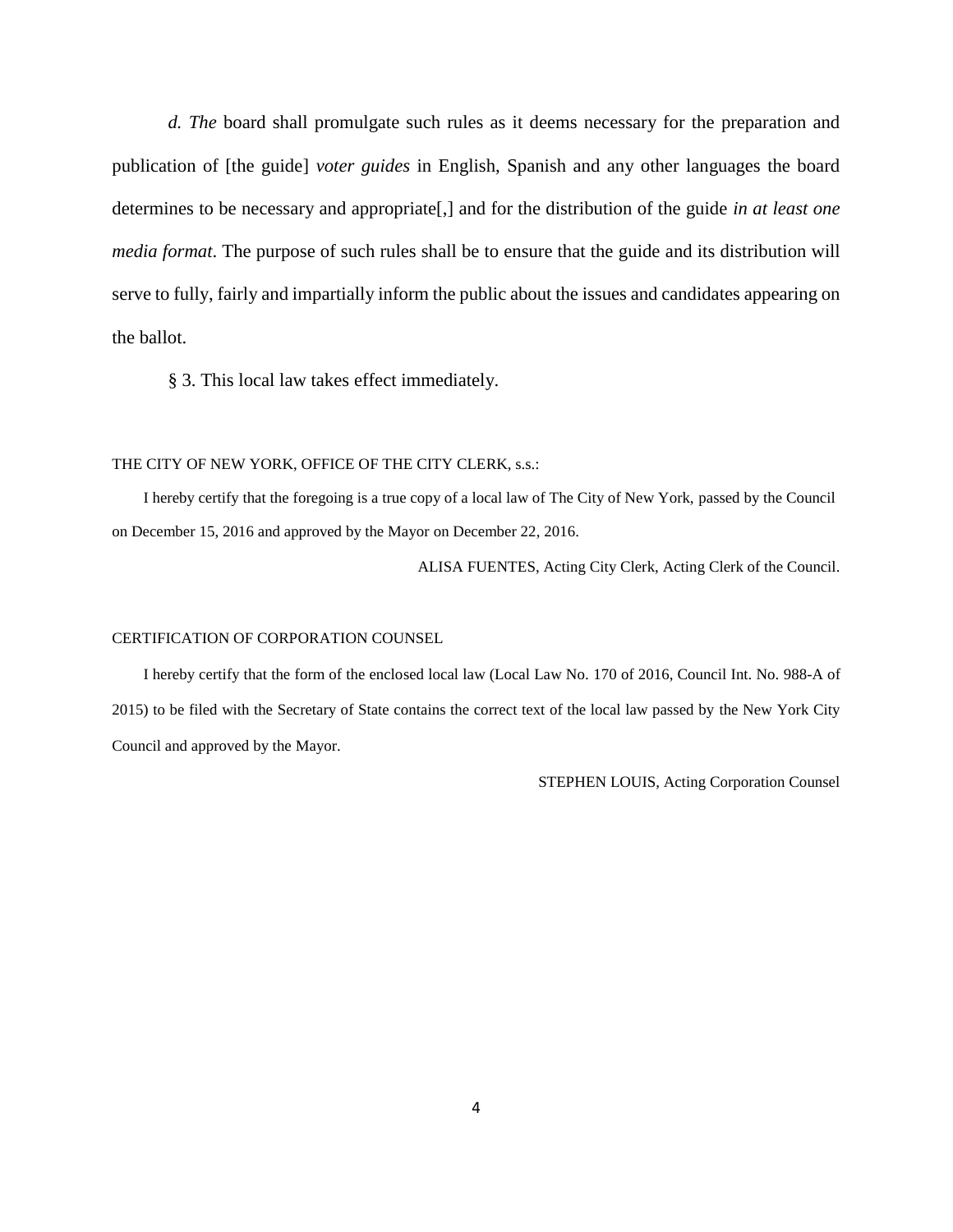*d. The* board shall promulgate such rules as it deems necessary for the preparation and publication of [the guide] *voter guides* in English, Spanish and any other languages the board determines to be necessary and appropriate[,] and for the distribution of the guide *in at least one media format*. The purpose of such rules shall be to ensure that the guide and its distribution will serve to fully, fairly and impartially inform the public about the issues and candidates appearing on the ballot.

§ 3. This local law takes effect immediately.

THE CITY OF NEW YORK, OFFICE OF THE CITY CLERK, s.s.:

I hereby certify that the foregoing is a true copy of a local law of The City of New York, passed by the Council on December 15, 2016 and approved by the Mayor on December 22, 2016.

ALISA FUENTES, Acting City Clerk, Acting Clerk of the Council.

CERTIFICATION OF CORPORATION COUNSEL

I hereby certify that the form of the enclosed local law (Local Law No. 170 of 2016, Council Int. No. 988-A of 2015) to be filed with the Secretary of State contains the correct text of the local law passed by the New York City Council and approved by the Mayor.

STEPHEN LOUIS, Acting Corporation Counsel